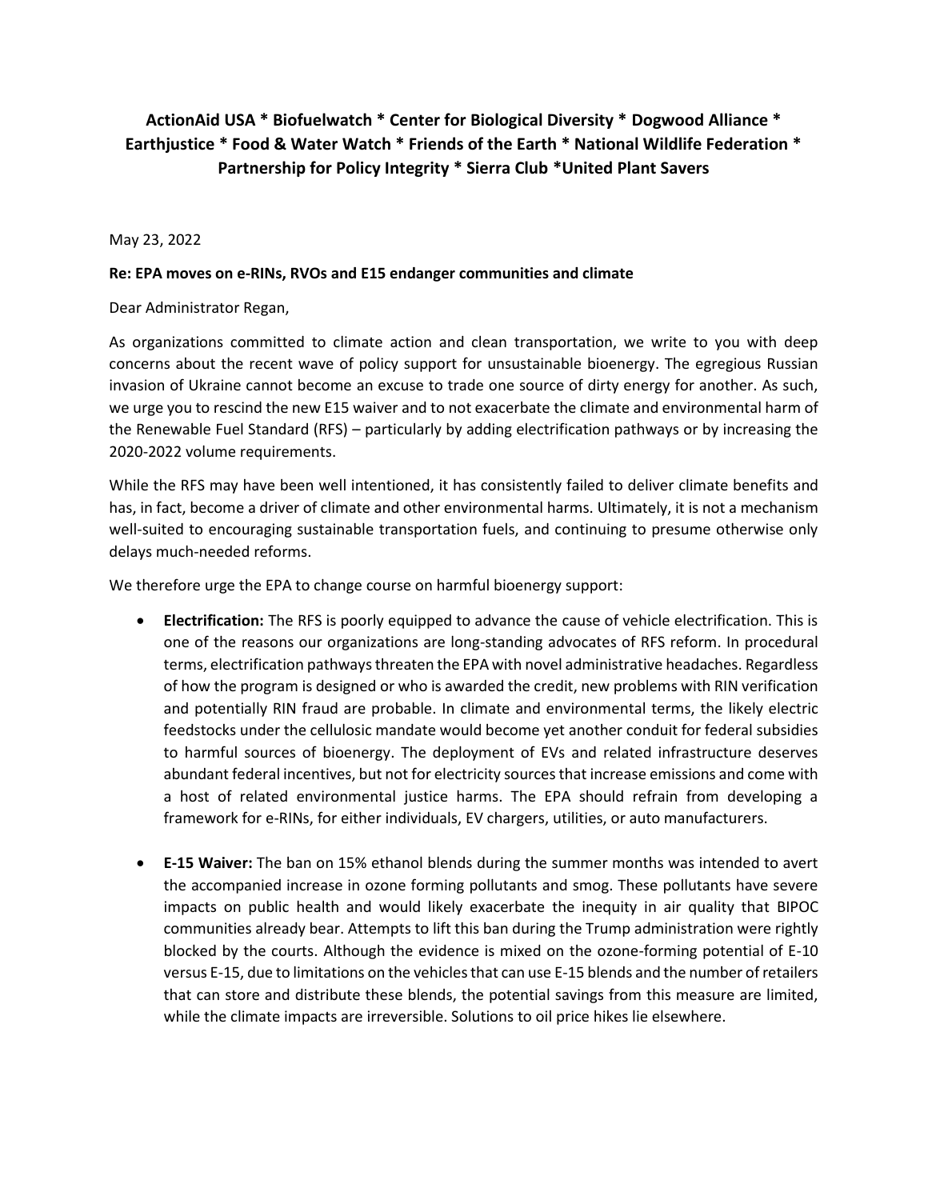**ActionAid USA * Biofuelwatch * Center for Biological Diversity * Dogwood Alliance * Earthjustice * Food & Water Watch * Friends of the Earth * National Wildlife Federation * Partnership for Policy Integrity * Sierra Club *United Plant Savers**

May 23, 2022

**Re: EPA moves on e-RINs, RVOs and E15 endanger communities and climate**

Dear Administrator Regan,

As organizations committed to climate action and clean transportation, we write to you with deep concerns about the recent wave of policy support for unsustainable bioenergy. The egregious Russian invasion of Ukraine cannot become an excuse to trade one source of dirty energy for another. As such, we urge you to rescind the new E15 waiver and to not exacerbate the climate and environmental harm of the Renewable Fuel Standard (RFS) – particularly by adding electrification pathways or by increasing the 2020-2022 volume requirements.

While the RFS may have been well intentioned, it has consistently failed to deliver climate benefits and has, in fact, become a driver of climate and other environmental harms. Ultimately, it is not a mechanism well-suited to encouraging sustainable transportation fuels, and continuing to presume otherwise only delays much-needed reforms.

We therefore urge the EPA to change course on harmful bioenergy support:

- **Electrification:** The RFS is poorly equipped to advance the cause of vehicle electrification. This is one of the reasons our organizations are long-standing advocates of RFS reform. In procedural terms, electrification pathways threaten the EPA with novel administrative headaches. Regardless of how the program is designed or who is awarded the credit, new problems with RIN verification and potentially RIN fraud are probable. In climate and environmental terms, the likely electric feedstocks under the cellulosic mandate would become yet another conduit for federal subsidies to harmful sources of bioenergy. The deployment of EVs and related infrastructure deserves abundant federal incentives, but not for electricity sources that increase emissions and come with a host of related environmental justice harms. The EPA should refrain from developing a framework for e-RINs, for either individuals, EV chargers, utilities, or auto manufacturers.

- **E-15 Waiver:** The ban on 15% ethanol blends during the summer months was intended to avert the accompanied increase in ozone forming pollutants and smog. These pollutants have severe impacts on public health and would likely exacerbate the inequity in air quality that BIPOC communities already bear. Attempts to lift this ban during the Trump administration were rightly blocked by the courts. Although the evidence is mixed on the ozone-forming potential of E-10 versus E-15, due to limitations on the vehicles that can use E-15 blends and the number of retailers that can store and distribute these blends, the potential savings from this measure are limited, while the climate impacts are irreversible. Solutions to oil price hikes lie elsewhere.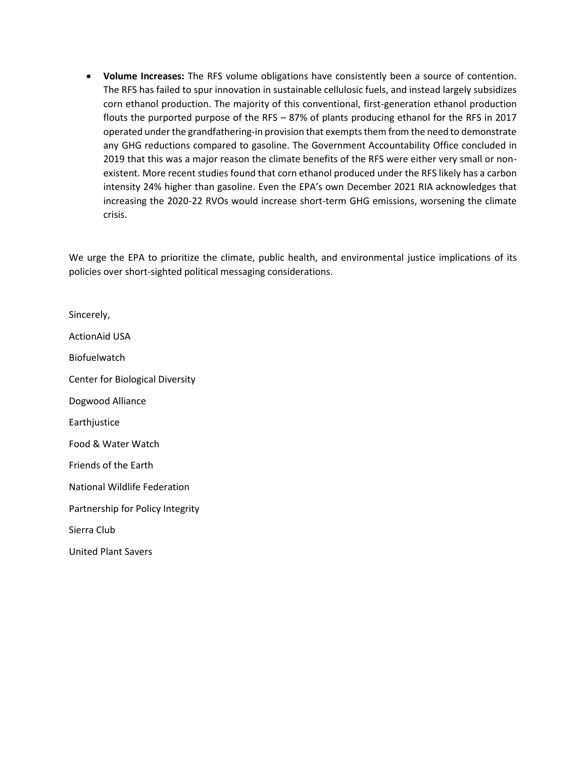- **Volume Increases:** The RFS volume obligations have consistently been a source of contention. The RFS has failed to spur innovation in sustainable cellulosic fuels, and instead largely subsidizes corn ethanol production. The majority of this conventional, first-generation ethanol production flouts the purported purpose of the RFS – 87% of plants producing ethanol for the RFS in 2017 operated under the grandfathering-in provision that exempts them from the need to demonstrate any GHG reductions compared to gasoline. The Government Accountability Office concluded in 2019 that this was a major reason the climate benefits of the RFS were either very small or non-existent. More recent studies found that corn ethanol produced under the RFS likely has a carbon intensity 24% higher than gasoline. Even the EPA's own December 2021 RIA acknowledges that increasing the 2020-22 RVOs would increase short-term GHG emissions, worsening the climate crisis.

We urge the EPA to prioritize the climate, public health, and environmental justice implications of its policies over short-sighted political messaging considerations.

Sincerely,

ActionAid USA

Biofuelwatch

Center for Biological Diversity

Dogwood Alliance

Earthjustice

Food & Water Watch

Friends of the Earth

National Wildlife Federation

Partnership for Policy Integrity

Sierra Club

United Plant Savers